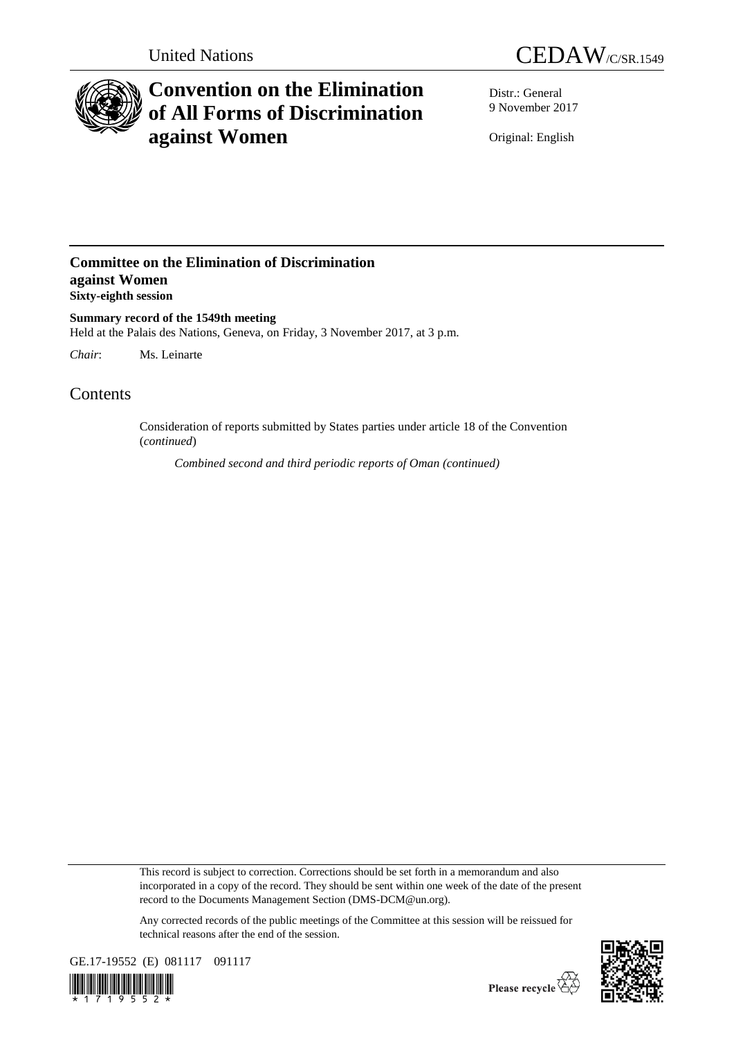United Nations

CEDAW/C/SR.1549

# Convention on the Elimination of All Forms of Discrimination against Women

Distr.: General
9 November 2017

Original: English

## Committee on the Elimination of Discrimination against Women
**Sixty-eighth session**

**Summary record of the 1549th meeting**
Held at the Palais des Nations, Geneva, on Friday, 3 November 2017, at 3 p.m.

*Chair*: Ms. Leinarte

# Contents

Consideration of reports submitted by States parties under article 18 of the Convention (*continued*)

*Combined second and third periodic reports of Oman (continued)*

This record is subject to correction. Corrections should be set forth in a memorandum and also incorporated in a copy of the record. They should be sent within one week of the date of the present record to the Documents Management Section (DMS-DCM@un.org).

Any corrected records of the public meetings of the Committee at this session will be reissued for technical reasons after the end of the session.

GE.17-19552 (E) 081117 091117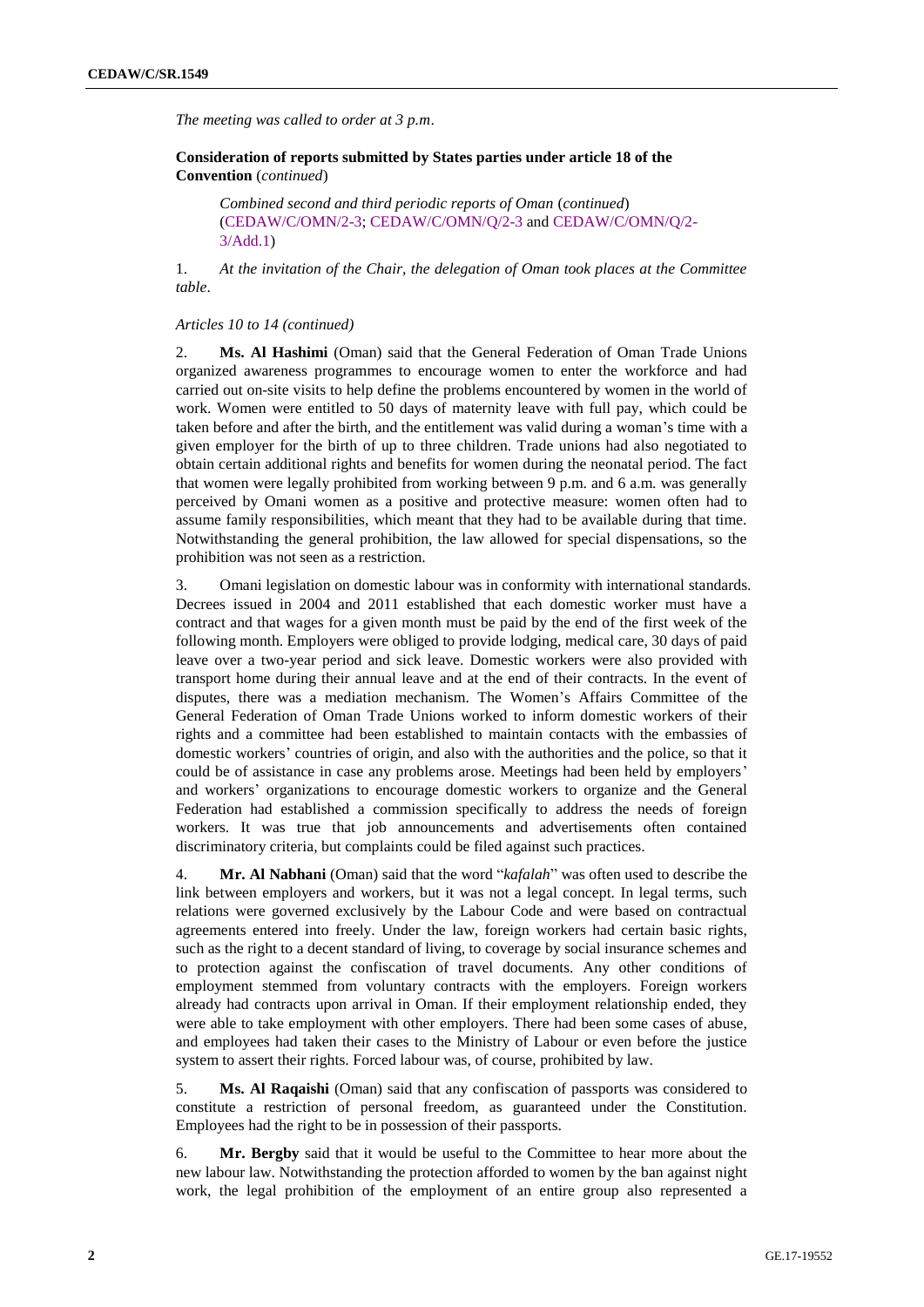*The meeting was called to order at 3 p.m.*

**Consideration of reports submitted by States parties under article 18 of the Convention** (*continued*)

*Combined second and third periodic reports of Oman* (*continued*) (CEDAW/C/OMN/2-3; CEDAW/C/OMN/Q/2-3 and CEDAW/C/OMN/Q/2-3/Add.1)

1. *At the invitation of the Chair, the delegation of Oman took places at the Committee table.*

*Articles 10 to 14 (continued)*

2. **Ms. Al Hashimi** (Oman) said that the General Federation of Oman Trade Unions organized awareness programmes to encourage women to enter the workforce and had carried out on-site visits to help define the problems encountered by women in the world of work. Women were entitled to 50 days of maternity leave with full pay, which could be taken before and after the birth, and the entitlement was valid during a woman's time with a given employer for the birth of up to three children. Trade unions had also negotiated to obtain certain additional rights and benefits for women during the neonatal period. The fact that women were legally prohibited from working between 9 p.m. and 6 a.m. was generally perceived by Omani women as a positive and protective measure: women often had to assume family responsibilities, which meant that they had to be available during that time. Notwithstanding the general prohibition, the law allowed for special dispensations, so the prohibition was not seen as a restriction.

3. Omani legislation on domestic labour was in conformity with international standards. Decrees issued in 2004 and 2011 established that each domestic worker must have a contract and that wages for a given month must be paid by the end of the first week of the following month. Employers were obliged to provide lodging, medical care, 30 days of paid leave over a two-year period and sick leave. Domestic workers were also provided with transport home during their annual leave and at the end of their contracts. In the event of disputes, there was a mediation mechanism. The Women's Affairs Committee of the General Federation of Oman Trade Unions worked to inform domestic workers of their rights and a committee had been established to maintain contacts with the embassies of domestic workers' countries of origin, and also with the authorities and the police, so that it could be of assistance in case any problems arose. Meetings had been held by employers' and workers' organizations to encourage domestic workers to organize and the General Federation had established a commission specifically to address the needs of foreign workers. It was true that job announcements and advertisements often contained discriminatory criteria, but complaints could be filed against such practices.

4. **Mr. Al Nabhani** (Oman) said that the word "*kafalah*" was often used to describe the link between employers and workers, but it was not a legal concept. In legal terms, such relations were governed exclusively by the Labour Code and were based on contractual agreements entered into freely. Under the law, foreign workers had certain basic rights, such as the right to a decent standard of living, to coverage by social insurance schemes and to protection against the confiscation of travel documents. Any other conditions of employment stemmed from voluntary contracts with the employers. Foreign workers already had contracts upon arrival in Oman. If their employment relationship ended, they were able to take employment with other employers. There had been some cases of abuse, and employees had taken their cases to the Ministry of Labour or even before the justice system to assert their rights. Forced labour was, of course, prohibited by law.

5. **Ms. Al Raqaishi** (Oman) said that any confiscation of passports was considered to constitute a restriction of personal freedom, as guaranteed under the Constitution. Employees had the right to be in possession of their passports.

6. **Mr. Bergby** said that it would be useful to the Committee to hear more about the new labour law. Notwithstanding the protection afforded to women by the ban against night work, the legal prohibition of the employment of an entire group also represented a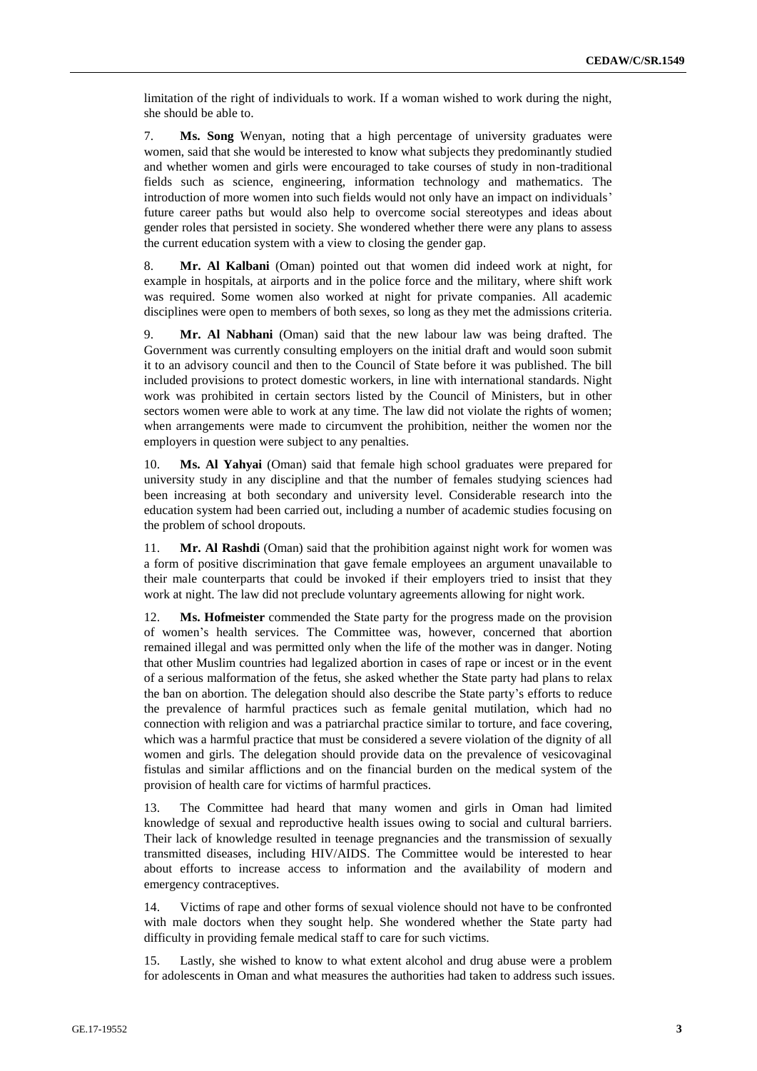limitation of the right of individuals to work. If a woman wished to work during the night, she should be able to.

7. **Ms. Song** Wenyan, noting that a high percentage of university graduates were women, said that she would be interested to know what subjects they predominantly studied and whether women and girls were encouraged to take courses of study in non-traditional fields such as science, engineering, information technology and mathematics. The introduction of more women into such fields would not only have an impact on individuals' future career paths but would also help to overcome social stereotypes and ideas about gender roles that persisted in society. She wondered whether there were any plans to assess the current education system with a view to closing the gender gap.

8. **Mr. Al Kalbani** (Oman) pointed out that women did indeed work at night, for example in hospitals, at airports and in the police force and the military, where shift work was required. Some women also worked at night for private companies. All academic disciplines were open to members of both sexes, so long as they met the admissions criteria.

9. **Mr. Al Nabhani** (Oman) said that the new labour law was being drafted. The Government was currently consulting employers on the initial draft and would soon submit it to an advisory council and then to the Council of State before it was published. The bill included provisions to protect domestic workers, in line with international standards. Night work was prohibited in certain sectors listed by the Council of Ministers, but in other sectors women were able to work at any time. The law did not violate the rights of women; when arrangements were made to circumvent the prohibition, neither the women nor the employers in question were subject to any penalties.

10. **Ms. Al Yahyai** (Oman) said that female high school graduates were prepared for university study in any discipline and that the number of females studying sciences had been increasing at both secondary and university level. Considerable research into the education system had been carried out, including a number of academic studies focusing on the problem of school dropouts.

11. **Mr. Al Rashdi** (Oman) said that the prohibition against night work for women was a form of positive discrimination that gave female employees an argument unavailable to their male counterparts that could be invoked if their employers tried to insist that they work at night. The law did not preclude voluntary agreements allowing for night work.

12. **Ms. Hofmeister** commended the State party for the progress made on the provision of women's health services. The Committee was, however, concerned that abortion remained illegal and was permitted only when the life of the mother was in danger. Noting that other Muslim countries had legalized abortion in cases of rape or incest or in the event of a serious malformation of the fetus, she asked whether the State party had plans to relax the ban on abortion. The delegation should also describe the State party's efforts to reduce the prevalence of harmful practices such as female genital mutilation, which had no connection with religion and was a patriarchal practice similar to torture, and face covering, which was a harmful practice that must be considered a severe violation of the dignity of all women and girls. The delegation should provide data on the prevalence of vesicovaginal fistulas and similar afflictions and on the financial burden on the medical system of the provision of health care for victims of harmful practices.

13. The Committee had heard that many women and girls in Oman had limited knowledge of sexual and reproductive health issues owing to social and cultural barriers. Their lack of knowledge resulted in teenage pregnancies and the transmission of sexually transmitted diseases, including HIV/AIDS. The Committee would be interested to hear about efforts to increase access to information and the availability of modern and emergency contraceptives.

14. Victims of rape and other forms of sexual violence should not have to be confronted with male doctors when they sought help. She wondered whether the State party had difficulty in providing female medical staff to care for such victims.

15. Lastly, she wished to know to what extent alcohol and drug abuse were a problem for adolescents in Oman and what measures the authorities had taken to address such issues.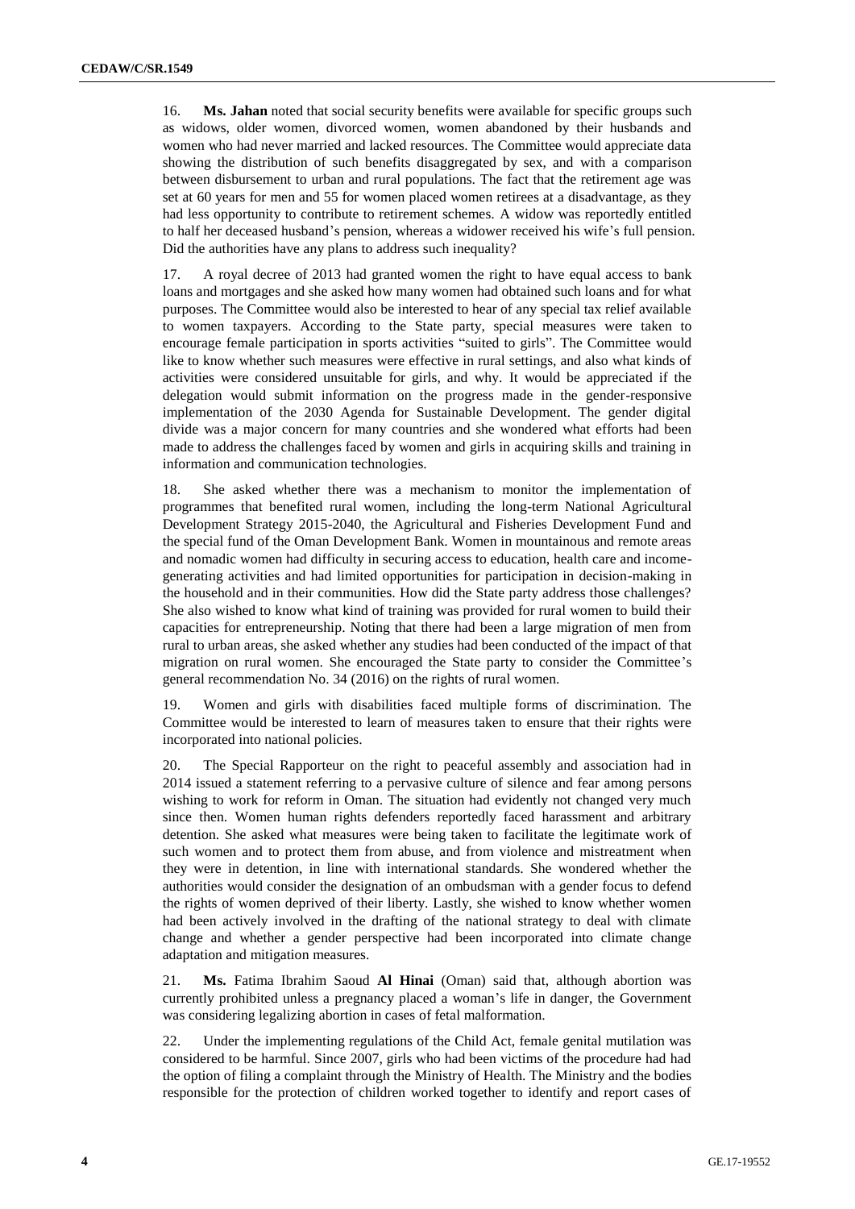16. **Ms. Jahan** noted that social security benefits were available for specific groups such as widows, older women, divorced women, women abandoned by their husbands and women who had never married and lacked resources. The Committee would appreciate data showing the distribution of such benefits disaggregated by sex, and with a comparison between disbursement to urban and rural populations. The fact that the retirement age was set at 60 years for men and 55 for women placed women retirees at a disadvantage, as they had less opportunity to contribute to retirement schemes. A widow was reportedly entitled to half her deceased husband's pension, whereas a widower received his wife's full pension. Did the authorities have any plans to address such inequality?

17. A royal decree of 2013 had granted women the right to have equal access to bank loans and mortgages and she asked how many women had obtained such loans and for what purposes. The Committee would also be interested to hear of any special tax relief available to women taxpayers. According to the State party, special measures were taken to encourage female participation in sports activities "suited to girls". The Committee would like to know whether such measures were effective in rural settings, and also what kinds of activities were considered unsuitable for girls, and why. It would be appreciated if the delegation would submit information on the progress made in the gender-responsive implementation of the 2030 Agenda for Sustainable Development. The gender digital divide was a major concern for many countries and she wondered what efforts had been made to address the challenges faced by women and girls in acquiring skills and training in information and communication technologies.

18. She asked whether there was a mechanism to monitor the implementation of programmes that benefited rural women, including the long-term National Agricultural Development Strategy 2015-2040, the Agricultural and Fisheries Development Fund and the special fund of the Oman Development Bank. Women in mountainous and remote areas and nomadic women had difficulty in securing access to education, health care and income-generating activities and had limited opportunities for participation in decision-making in the household and in their communities. How did the State party address those challenges? She also wished to know what kind of training was provided for rural women to build their capacities for entrepreneurship. Noting that there had been a large migration of men from rural to urban areas, she asked whether any studies had been conducted of the impact of that migration on rural women. She encouraged the State party to consider the Committee's general recommendation No. 34 (2016) on the rights of rural women.

19. Women and girls with disabilities faced multiple forms of discrimination. The Committee would be interested to learn of measures taken to ensure that their rights were incorporated into national policies.

20. The Special Rapporteur on the right to peaceful assembly and association had in 2014 issued a statement referring to a pervasive culture of silence and fear among persons wishing to work for reform in Oman. The situation had evidently not changed very much since then. Women human rights defenders reportedly faced harassment and arbitrary detention. She asked what measures were being taken to facilitate the legitimate work of such women and to protect them from abuse, and from violence and mistreatment when they were in detention, in line with international standards. She wondered whether the authorities would consider the designation of an ombudsman with a gender focus to defend the rights of women deprived of their liberty. Lastly, she wished to know whether women had been actively involved in the drafting of the national strategy to deal with climate change and whether a gender perspective had been incorporated into climate change adaptation and mitigation measures.

21. **Ms.** Fatima Ibrahim Saoud **Al Hinai** (Oman) said that, although abortion was currently prohibited unless a pregnancy placed a woman's life in danger, the Government was considering legalizing abortion in cases of fetal malformation.

22. Under the implementing regulations of the Child Act, female genital mutilation was considered to be harmful. Since 2007, girls who had been victims of the procedure had had the option of filing a complaint through the Ministry of Health. The Ministry and the bodies responsible for the protection of children worked together to identify and report cases of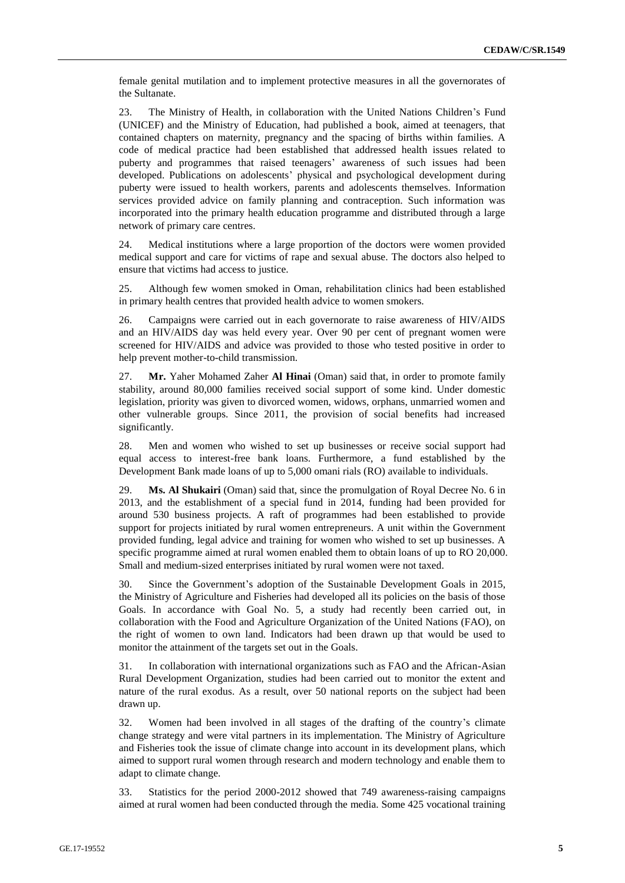female genital mutilation and to implement protective measures in all the governorates of the Sultanate.

23. The Ministry of Health, in collaboration with the United Nations Children's Fund (UNICEF) and the Ministry of Education, had published a book, aimed at teenagers, that contained chapters on maternity, pregnancy and the spacing of births within families. A code of medical practice had been established that addressed health issues related to puberty and programmes that raised teenagers' awareness of such issues had been developed. Publications on adolescents' physical and psychological development during puberty were issued to health workers, parents and adolescents themselves. Information services provided advice on family planning and contraception. Such information was incorporated into the primary health education programme and distributed through a large network of primary care centres.

24. Medical institutions where a large proportion of the doctors were women provided medical support and care for victims of rape and sexual abuse. The doctors also helped to ensure that victims had access to justice.

25. Although few women smoked in Oman, rehabilitation clinics had been established in primary health centres that provided health advice to women smokers.

26. Campaigns were carried out in each governorate to raise awareness of HIV/AIDS and an HIV/AIDS day was held every year. Over 90 per cent of pregnant women were screened for HIV/AIDS and advice was provided to those who tested positive in order to help prevent mother-to-child transmission.

27. **Mr.** Yaher Mohamed Zaher **Al Hinai** (Oman) said that, in order to promote family stability, around 80,000 families received social support of some kind. Under domestic legislation, priority was given to divorced women, widows, orphans, unmarried women and other vulnerable groups. Since 2011, the provision of social benefits had increased significantly.

28. Men and women who wished to set up businesses or receive social support had equal access to interest-free bank loans. Furthermore, a fund established by the Development Bank made loans of up to 5,000 omani rials (RO) available to individuals.

29. **Ms. Al Shukairi** (Oman) said that, since the promulgation of Royal Decree No. 6 in 2013, and the establishment of a special fund in 2014, funding had been provided for around 530 business projects. A raft of programmes had been established to provide support for projects initiated by rural women entrepreneurs. A unit within the Government provided funding, legal advice and training for women who wished to set up businesses. A specific programme aimed at rural women enabled them to obtain loans of up to RO 20,000. Small and medium-sized enterprises initiated by rural women were not taxed.

30. Since the Government's adoption of the Sustainable Development Goals in 2015, the Ministry of Agriculture and Fisheries had developed all its policies on the basis of those Goals. In accordance with Goal No. 5, a study had recently been carried out, in collaboration with the Food and Agriculture Organization of the United Nations (FAO), on the right of women to own land. Indicators had been drawn up that would be used to monitor the attainment of the targets set out in the Goals.

31. In collaboration with international organizations such as FAO and the African-Asian Rural Development Organization, studies had been carried out to monitor the extent and nature of the rural exodus. As a result, over 50 national reports on the subject had been drawn up.

32. Women had been involved in all stages of the drafting of the country's climate change strategy and were vital partners in its implementation. The Ministry of Agriculture and Fisheries took the issue of climate change into account in its development plans, which aimed to support rural women through research and modern technology and enable them to adapt to climate change.

33. Statistics for the period 2000-2012 showed that 749 awareness-raising campaigns aimed at rural women had been conducted through the media. Some 425 vocational training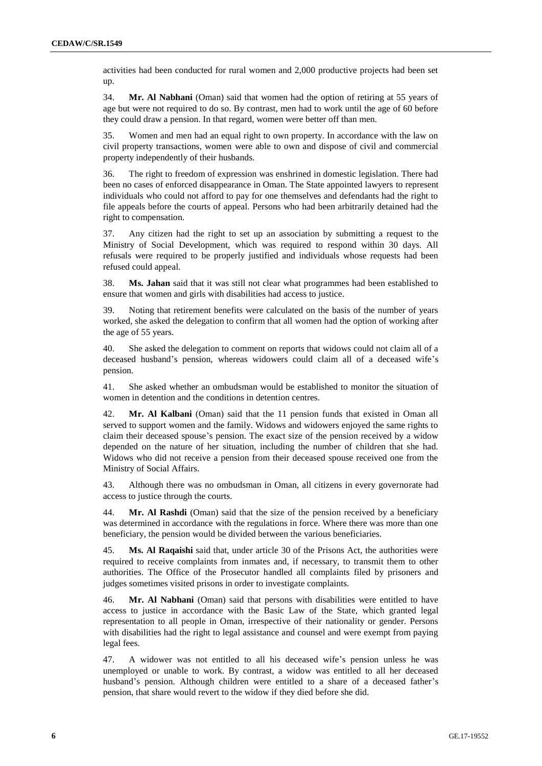activities had been conducted for rural women and 2,000 productive projects had been set up.

34. **Mr. Al Nabhani** (Oman) said that women had the option of retiring at 55 years of age but were not required to do so. By contrast, men had to work until the age of 60 before they could draw a pension. In that regard, women were better off than men.

35. Women and men had an equal right to own property. In accordance with the law on civil property transactions, women were able to own and dispose of civil and commercial property independently of their husbands.

36. The right to freedom of expression was enshrined in domestic legislation. There had been no cases of enforced disappearance in Oman. The State appointed lawyers to represent individuals who could not afford to pay for one themselves and defendants had the right to file appeals before the courts of appeal. Persons who had been arbitrarily detained had the right to compensation.

37. Any citizen had the right to set up an association by submitting a request to the Ministry of Social Development, which was required to respond within 30 days. All refusals were required to be properly justified and individuals whose requests had been refused could appeal.

38. **Ms. Jahan** said that it was still not clear what programmes had been established to ensure that women and girls with disabilities had access to justice.

39. Noting that retirement benefits were calculated on the basis of the number of years worked, she asked the delegation to confirm that all women had the option of working after the age of 55 years.

40. She asked the delegation to comment on reports that widows could not claim all of a deceased husband's pension, whereas widowers could claim all of a deceased wife's pension.

41. She asked whether an ombudsman would be established to monitor the situation of women in detention and the conditions in detention centres.

42. **Mr. Al Kalbani** (Oman) said that the 11 pension funds that existed in Oman all served to support women and the family. Widows and widowers enjoyed the same rights to claim their deceased spouse's pension. The exact size of the pension received by a widow depended on the nature of her situation, including the number of children that she had. Widows who did not receive a pension from their deceased spouse received one from the Ministry of Social Affairs.

43. Although there was no ombudsman in Oman, all citizens in every governorate had access to justice through the courts.

44. **Mr. Al Rashdi** (Oman) said that the size of the pension received by a beneficiary was determined in accordance with the regulations in force. Where there was more than one beneficiary, the pension would be divided between the various beneficiaries.

45. **Ms. Al Raqaishi** said that, under article 30 of the Prisons Act, the authorities were required to receive complaints from inmates and, if necessary, to transmit them to other authorities. The Office of the Prosecutor handled all complaints filed by prisoners and judges sometimes visited prisons in order to investigate complaints.

46. **Mr. Al Nabhani** (Oman) said that persons with disabilities were entitled to have access to justice in accordance with the Basic Law of the State, which granted legal representation to all people in Oman, irrespective of their nationality or gender. Persons with disabilities had the right to legal assistance and counsel and were exempt from paying legal fees.

47. A widower was not entitled to all his deceased wife's pension unless he was unemployed or unable to work. By contrast, a widow was entitled to all her deceased husband's pension. Although children were entitled to a share of a deceased father's pension, that share would revert to the widow if they died before she did.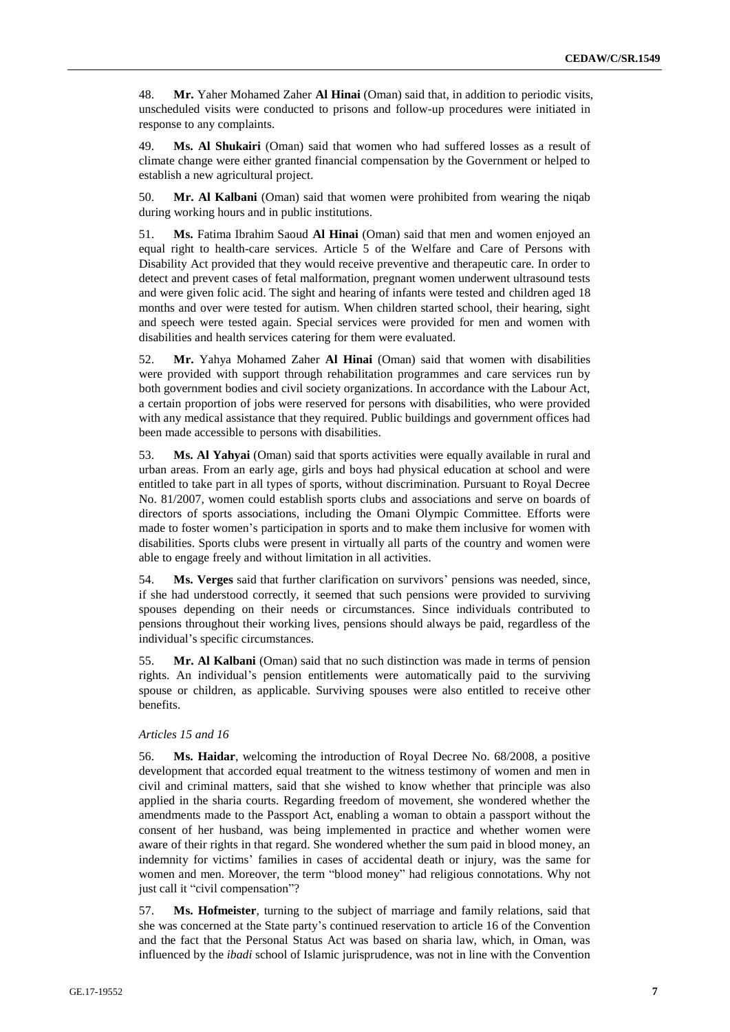48. **Mr.** Yaher Mohamed Zaher **Al Hinai** (Oman) said that, in addition to periodic visits, unscheduled visits were conducted to prisons and follow-up procedures were initiated in response to any complaints.

49. **Ms. Al Shukairi** (Oman) said that women who had suffered losses as a result of climate change were either granted financial compensation by the Government or helped to establish a new agricultural project.

50. **Mr. Al Kalbani** (Oman) said that women were prohibited from wearing the niqab during working hours and in public institutions.

51. **Ms.** Fatima Ibrahim Saoud **Al Hinai** (Oman) said that men and women enjoyed an equal right to health-care services. Article 5 of the Welfare and Care of Persons with Disability Act provided that they would receive preventive and therapeutic care. In order to detect and prevent cases of fetal malformation, pregnant women underwent ultrasound tests and were given folic acid. The sight and hearing of infants were tested and children aged 18 months and over were tested for autism. When children started school, their hearing, sight and speech were tested again. Special services were provided for men and women with disabilities and health services catering for them were evaluated.

52. **Mr.** Yahya Mohamed Zaher **Al Hinai** (Oman) said that women with disabilities were provided with support through rehabilitation programmes and care services run by both government bodies and civil society organizations. In accordance with the Labour Act, a certain proportion of jobs were reserved for persons with disabilities, who were provided with any medical assistance that they required. Public buildings and government offices had been made accessible to persons with disabilities.

53. **Ms. Al Yahyai** (Oman) said that sports activities were equally available in rural and urban areas. From an early age, girls and boys had physical education at school and were entitled to take part in all types of sports, without discrimination. Pursuant to Royal Decree No. 81/2007, women could establish sports clubs and associations and serve on boards of directors of sports associations, including the Omani Olympic Committee. Efforts were made to foster women's participation in sports and to make them inclusive for women with disabilities. Sports clubs were present in virtually all parts of the country and women were able to engage freely and without limitation in all activities.

54. **Ms. Verges** said that further clarification on survivors' pensions was needed, since, if she had understood correctly, it seemed that such pensions were provided to surviving spouses depending on their needs or circumstances. Since individuals contributed to pensions throughout their working lives, pensions should always be paid, regardless of the individual's specific circumstances.

55. **Mr. Al Kalbani** (Oman) said that no such distinction was made in terms of pension rights. An individual's pension entitlements were automatically paid to the surviving spouse or children, as applicable. Surviving spouses were also entitled to receive other benefits.

*Articles 15 and 16*

56. **Ms. Haidar**, welcoming the introduction of Royal Decree No. 68/2008, a positive development that accorded equal treatment to the witness testimony of women and men in civil and criminal matters, said that she wished to know whether that principle was also applied in the sharia courts. Regarding freedom of movement, she wondered whether the amendments made to the Passport Act, enabling a woman to obtain a passport without the consent of her husband, was being implemented in practice and whether women were aware of their rights in that regard. She wondered whether the sum paid in blood money, an indemnity for victims' families in cases of accidental death or injury, was the same for women and men. Moreover, the term "blood money" had religious connotations. Why not just call it "civil compensation"?

57. **Ms. Hofmeister**, turning to the subject of marriage and family relations, said that she was concerned at the State party's continued reservation to article 16 of the Convention and the fact that the Personal Status Act was based on sharia law, which, in Oman, was influenced by the *ibadi* school of Islamic jurisprudence, was not in line with the Convention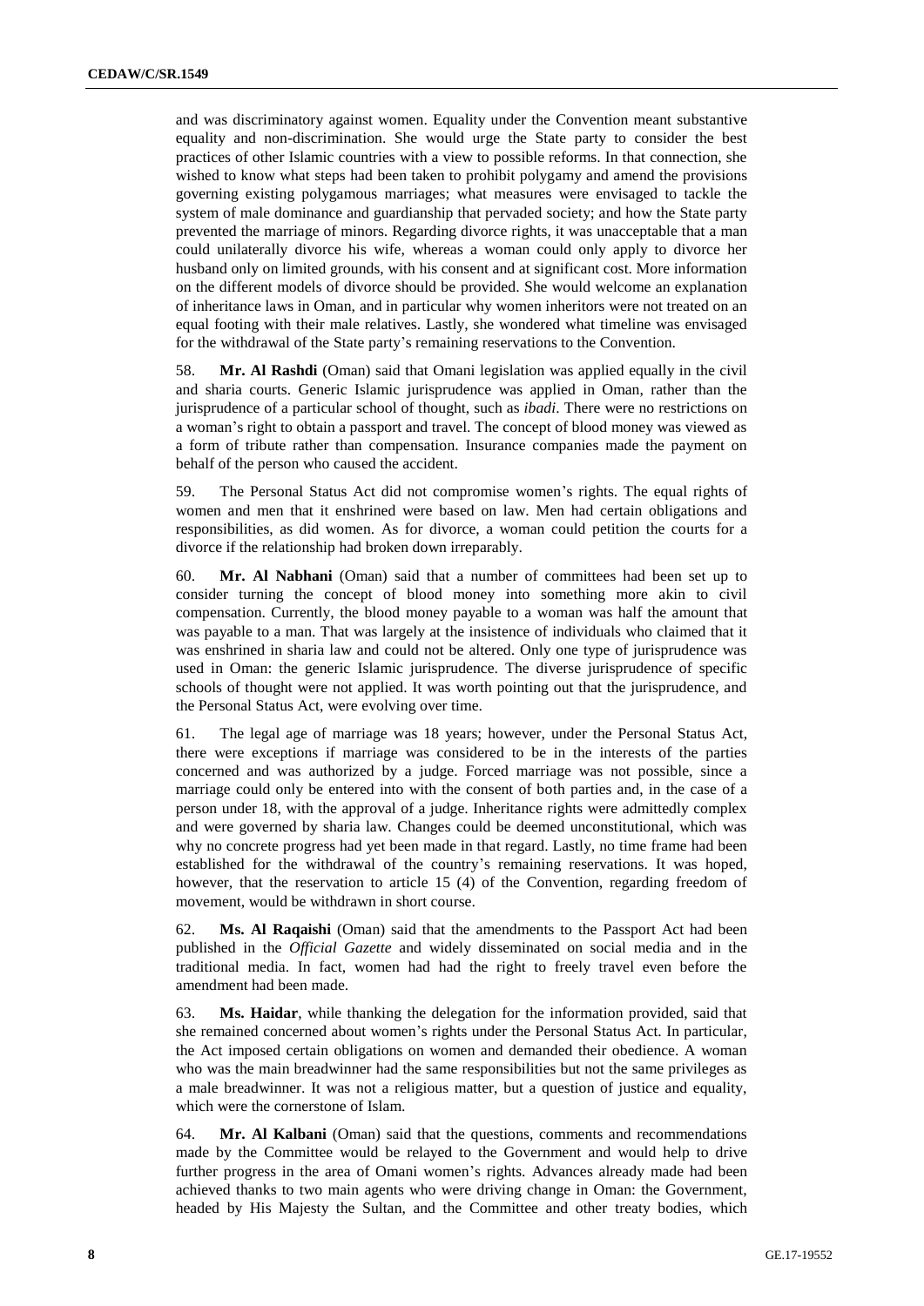and was discriminatory against women. Equality under the Convention meant substantive equality and non-discrimination. She would urge the State party to consider the best practices of other Islamic countries with a view to possible reforms. In that connection, she wished to know what steps had been taken to prohibit polygamy and amend the provisions governing existing polygamous marriages; what measures were envisaged to tackle the system of male dominance and guardianship that pervaded society; and how the State party prevented the marriage of minors. Regarding divorce rights, it was unacceptable that a man could unilaterally divorce his wife, whereas a woman could only apply to divorce her husband only on limited grounds, with his consent and at significant cost. More information on the different models of divorce should be provided. She would welcome an explanation of inheritance laws in Oman, and in particular why women inheritors were not treated on an equal footing with their male relatives. Lastly, she wondered what timeline was envisaged for the withdrawal of the State party's remaining reservations to the Convention.

58. **Mr. Al Rashdi** (Oman) said that Omani legislation was applied equally in the civil and sharia courts. Generic Islamic jurisprudence was applied in Oman, rather than the jurisprudence of a particular school of thought, such as *ibadi*. There were no restrictions on a woman's right to obtain a passport and travel. The concept of blood money was viewed as a form of tribute rather than compensation. Insurance companies made the payment on behalf of the person who caused the accident.

59. The Personal Status Act did not compromise women's rights. The equal rights of women and men that it enshrined were based on law. Men had certain obligations and responsibilities, as did women. As for divorce, a woman could petition the courts for a divorce if the relationship had broken down irreparably.

60. **Mr. Al Nabhani** (Oman) said that a number of committees had been set up to consider turning the concept of blood money into something more akin to civil compensation. Currently, the blood money payable to a woman was half the amount that was payable to a man. That was largely at the insistence of individuals who claimed that it was enshrined in sharia law and could not be altered. Only one type of jurisprudence was used in Oman: the generic Islamic jurisprudence. The diverse jurisprudence of specific schools of thought were not applied. It was worth pointing out that the jurisprudence, and the Personal Status Act, were evolving over time.

61. The legal age of marriage was 18 years; however, under the Personal Status Act, there were exceptions if marriage was considered to be in the interests of the parties concerned and was authorized by a judge. Forced marriage was not possible, since a marriage could only be entered into with the consent of both parties and, in the case of a person under 18, with the approval of a judge. Inheritance rights were admittedly complex and were governed by sharia law. Changes could be deemed unconstitutional, which was why no concrete progress had yet been made in that regard. Lastly, no time frame had been established for the withdrawal of the country's remaining reservations. It was hoped, however, that the reservation to article 15 (4) of the Convention, regarding freedom of movement, would be withdrawn in short course.

62. **Ms. Al Raqaishi** (Oman) said that the amendments to the Passport Act had been published in the *Official Gazette* and widely disseminated on social media and in the traditional media. In fact, women had had the right to freely travel even before the amendment had been made.

63. **Ms. Haidar**, while thanking the delegation for the information provided, said that she remained concerned about women's rights under the Personal Status Act. In particular, the Act imposed certain obligations on women and demanded their obedience. A woman who was the main breadwinner had the same responsibilities but not the same privileges as a male breadwinner. It was not a religious matter, but a question of justice and equality, which were the cornerstone of Islam.

64. **Mr. Al Kalbani** (Oman) said that the questions, comments and recommendations made by the Committee would be relayed to the Government and would help to drive further progress in the area of Omani women's rights. Advances already made had been achieved thanks to two main agents who were driving change in Oman: the Government, headed by His Majesty the Sultan, and the Committee and other treaty bodies, which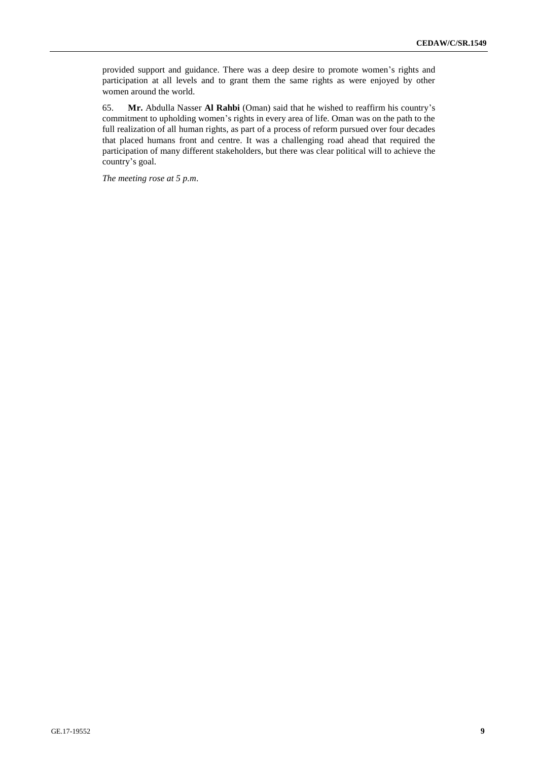provided support and guidance. There was a deep desire to promote women's rights and participation at all levels and to grant them the same rights as were enjoyed by other women around the world.

65. **Mr.** Abdulla Nasser **Al Rahbi** (Oman) said that he wished to reaffirm his country's commitment to upholding women's rights in every area of life. Oman was on the path to the full realization of all human rights, as part of a process of reform pursued over four decades that placed humans front and centre. It was a challenging road ahead that required the participation of many different stakeholders, but there was clear political will to achieve the country's goal.

*The meeting rose at 5 p.m.*